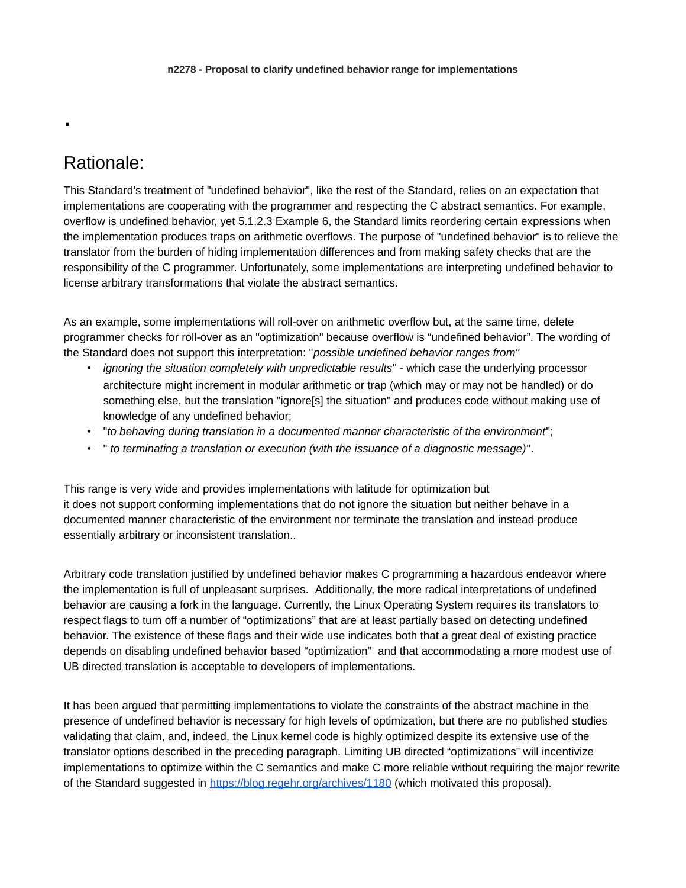**n2278 - Proposal to clarify undefined behavior range for implementations**

.

## Rationale:

This Standard's treatment of "undefined behavior", like the rest of the Standard, relies on an expectation that implementations are cooperating with the programmer and respecting the C abstract semantics. For example, overflow is undefined behavior, yet 5.1.2.3 Example 6, the Standard limits reordering certain expressions when the implementation produces traps on arithmetic overflows. The purpose of "undefined behavior" is to relieve the translator from the burden of hiding implementation differences and from making safety checks that are the responsibility of the C programmer. Unfortunately, some implementations are interpreting undefined behavior to license arbitrary transformations that violate the abstract semantics.

As an example, some implementations will roll-over on arithmetic overflow but, at the same time, delete programmer checks for roll-over as an "optimization" because overflow is "undefined behavior". The wording of the Standard does not support this interpretation: "*possible undefined behavior ranges from"*

- *ignoring the situation completely with unpredictable results*" - which case the underlying processor architecture might increment in modular arithmetic or trap (which may or may not be handled) or do something else, but the translation "ignore[s] the situation" and produces code without making use of knowledge of any undefined behavior;
- "*to behaving during translation in a documented manner characteristic of the environment*";
- " *to terminating a translation or execution (with the issuance of a diagnostic message)*".

This range is very wide and provides implementations with latitude for optimization but it does not support conforming implementations that do not ignore the situation but neither behave in a documented manner characteristic of the environment nor terminate the translation and instead produce essentially arbitrary or inconsistent translation..

Arbitrary code translation justified by undefined behavior makes C programming a hazardous endeavor where the implementation is full of unpleasant surprises. Additionally, the more radical interpretations of undefined behavior are causing a fork in the language. Currently, the Linux Operating System requires its translators to respect flags to turn off a number of "optimizations" that are at least partially based on detecting undefined behavior. The existence of these flags and their wide use indicates both that a great deal of existing practice depends on disabling undefined behavior based "optimization" and that accommodating a more modest use of UB directed translation is acceptable to developers of implementations.

It has been argued that permitting implementations to violate the constraints of the abstract machine in the presence of undefined behavior is necessary for high levels of optimization, but there are no published studies validating that claim, and, indeed, the Linux kernel code is highly optimized despite its extensive use of the translator options described in the preceding paragraph. Limiting UB directed "optimizations" will incentivize implementations to optimize within the C semantics and make C more reliable without requiring the major rewrite of the Standard suggested in [https://blog.regehr.org/archives/1180](https://blog.regehr.org/archives/1180) (which motivated this proposal).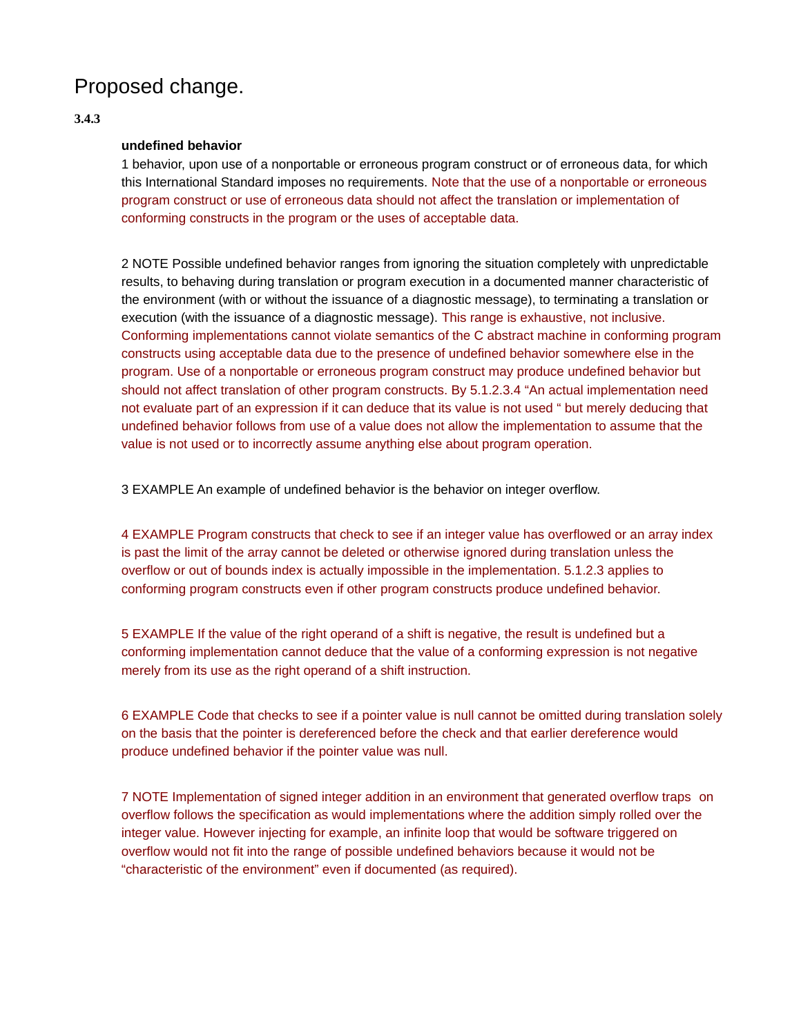# Proposed change.

**3.4.3**

**undefined behavior**

1 behavior, upon use of a nonportable or erroneous program construct or of erroneous data, for which this International Standard imposes no requirements. Note that the use of a nonportable or erroneous program construct or use of erroneous data should not affect the translation or implementation of conforming constructs in the program or the uses of acceptable data.

2 NOTE Possible undefined behavior ranges from ignoring the situation completely with unpredictable results, to behaving during translation or program execution in a documented manner characteristic of the environment (with or without the issuance of a diagnostic message), to terminating a translation or execution (with the issuance of a diagnostic message). This range is exhaustive, not inclusive. Conforming implementations cannot violate semantics of the C abstract machine in conforming program constructs using acceptable data due to the presence of undefined behavior somewhere else in the program. Use of a nonportable or erroneous program construct may produce undefined behavior but should not affect translation of other program constructs. By 5.1.2.3.4 "An actual implementation need not evaluate part of an expression if it can deduce that its value is not used " but merely deducing that undefined behavior follows from use of a value does not allow the implementation to assume that the value is not used or to incorrectly assume anything else about program operation.

3 EXAMPLE An example of undefined behavior is the behavior on integer overflow.

4 EXAMPLE Program constructs that check to see if an integer value has overflowed or an array index is past the limit of the array cannot be deleted or otherwise ignored during translation unless the overflow or out of bounds index is actually impossible in the implementation. 5.1.2.3 applies to conforming program constructs even if other program constructs produce undefined behavior.

5 EXAMPLE If the value of the right operand of a shift is negative, the result is undefined but a conforming implementation cannot deduce that the value of a conforming expression is not negative merely from its use as the right operand of a shift instruction.

6 EXAMPLE Code that checks to see if a pointer value is null cannot be omitted during translation solely on the basis that the pointer is dereferenced before the check and that earlier dereference would produce undefined behavior if the pointer value was null.

7 NOTE Implementation of signed integer addition in an environment that generated overflow traps on overflow follows the specification as would implementations where the addition simply rolled over the integer value. However injecting for example, an infinite loop that would be software triggered on overflow would not fit into the range of possible undefined behaviors because it would not be "characteristic of the environment" even if documented (as required).